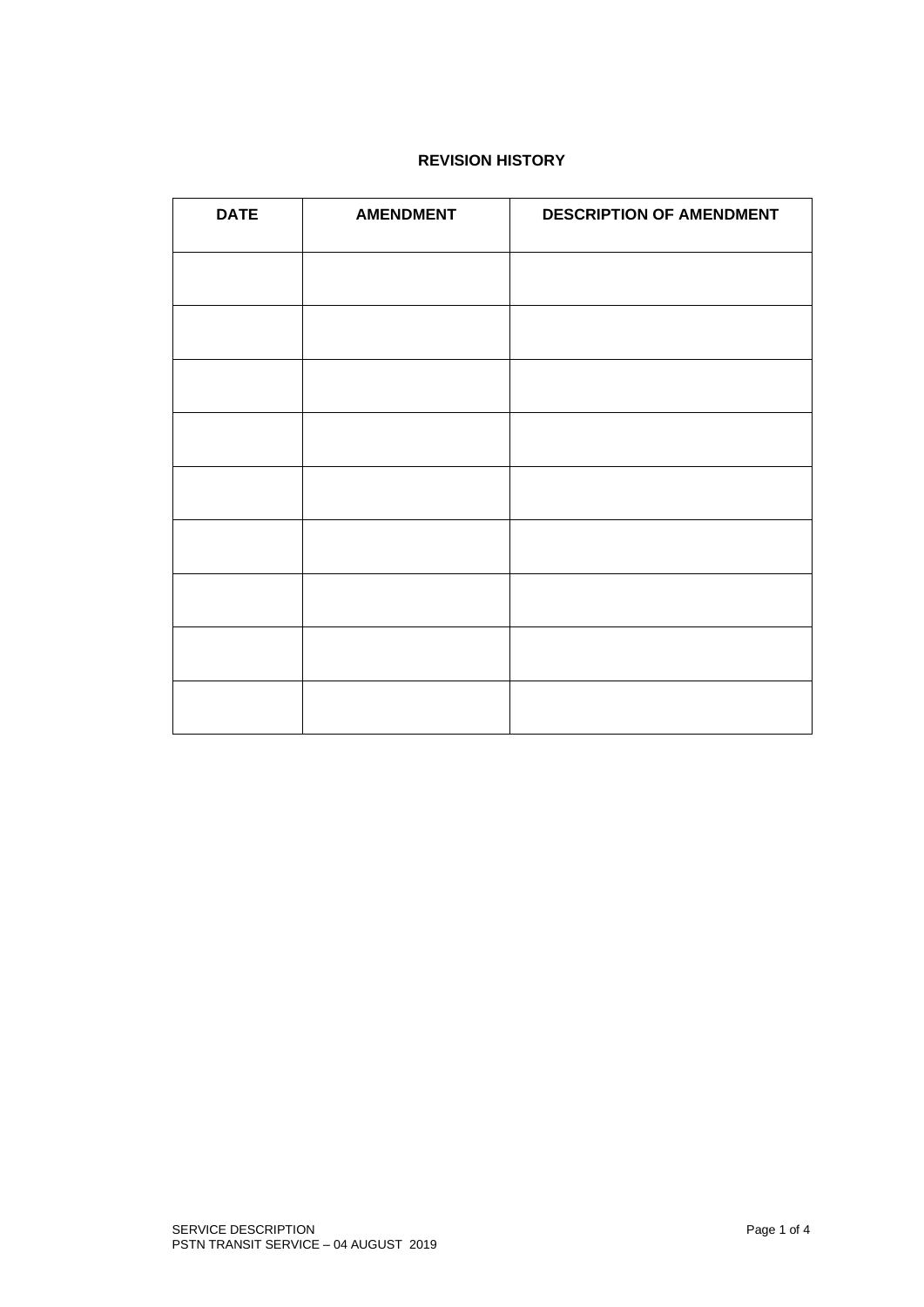## REVISION HISTORY

| DATE | AMENDMENT | DESCRIPTION OF AMENDMENT |
|---|---|---|
| | | |
| | | |
| | | |
| | | |
| | | |
| | | |
| | | |
| | | |
| | | |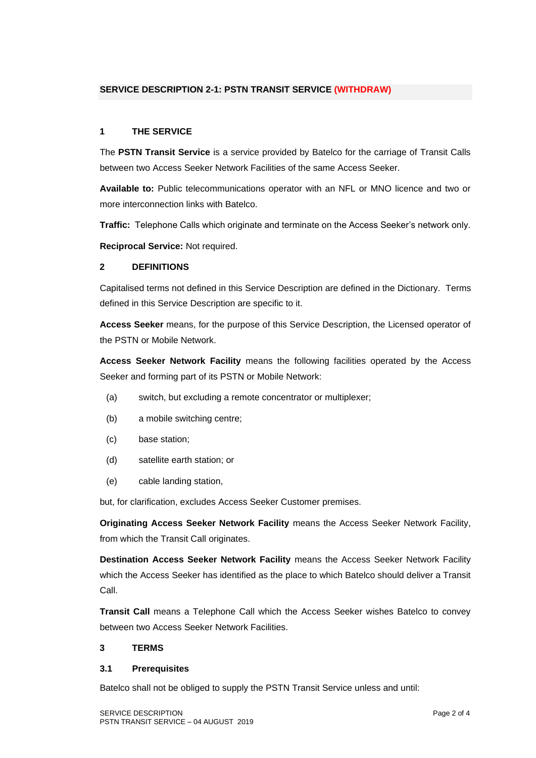**SERVICE DESCRIPTION 2-1: PSTN TRANSIT SERVICE (WITHDRAW)**

## 1 THE SERVICE

The **PSTN Transit Service** is a service provided by Batelco for the carriage of Transit Calls between two Access Seeker Network Facilities of the same Access Seeker.

**Available to:** Public telecommunications operator with an NFL or MNO licence and two or more interconnection links with Batelco.

**Traffic:** Telephone Calls which originate and terminate on the Access Seeker's network only.

**Reciprocal Service:** Not required.

## 2 DEFINITIONS

Capitalised terms not defined in this Service Description are defined in the Dictionary. Terms defined in this Service Description are specific to it.

**Access Seeker** means, for the purpose of this Service Description, the Licensed operator of the PSTN or Mobile Network.

**Access Seeker Network Facility** means the following facilities operated by the Access Seeker and forming part of its PSTN or Mobile Network:

- (a) switch, but excluding a remote concentrator or multiplexer;
- (b) a mobile switching centre;
- (c) base station;
- (d) satellite earth station; or
- (e) cable landing station,

but, for clarification, excludes Access Seeker Customer premises.

**Originating Access Seeker Network Facility** means the Access Seeker Network Facility, from which the Transit Call originates.

**Destination Access Seeker Network Facility** means the Access Seeker Network Facility which the Access Seeker has identified as the place to which Batelco should deliver a Transit Call.

**Transit Call** means a Telephone Call which the Access Seeker wishes Batelco to convey between two Access Seeker Network Facilities.

## 3 TERMS

### 3.1 Prerequisites

Batelco shall not be obliged to supply the PSTN Transit Service unless and until: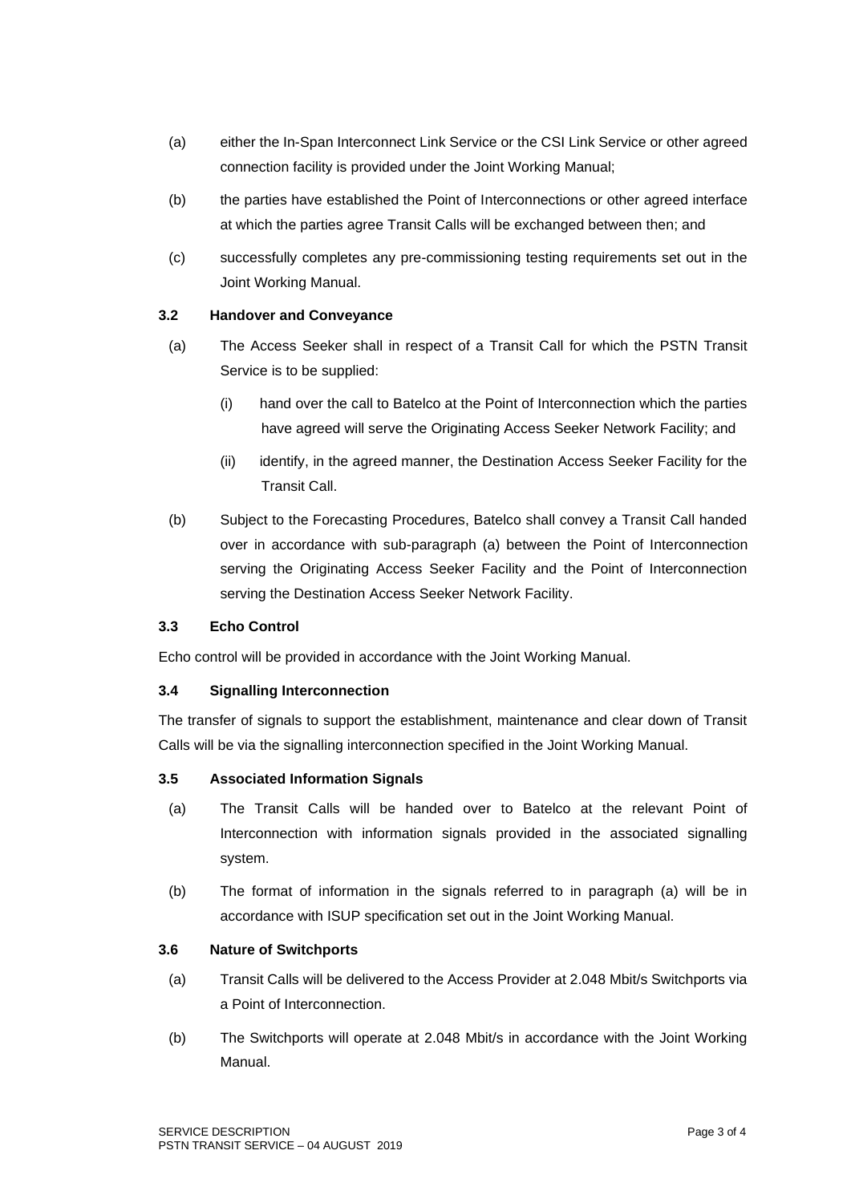(a) either the In-Span Interconnect Link Service or the CSI Link Service or other agreed connection facility is provided under the Joint Working Manual;

(b) the parties have established the Point of Interconnections or other agreed interface at which the parties agree Transit Calls will be exchanged between then; and

(c) successfully completes any pre-commissioning testing requirements set out in the Joint Working Manual.

### 3.2 Handover and Conveyance

(a) The Access Seeker shall in respect of a Transit Call for which the PSTN Transit Service is to be supplied:

   (i) hand over the call to Batelco at the Point of Interconnection which the parties have agreed will serve the Originating Access Seeker Network Facility; and

   (ii) identify, in the agreed manner, the Destination Access Seeker Facility for the Transit Call.

(b) Subject to the Forecasting Procedures, Batelco shall convey a Transit Call handed over in accordance with sub-paragraph (a) between the Point of Interconnection serving the Originating Access Seeker Facility and the Point of Interconnection serving the Destination Access Seeker Network Facility.

### 3.3 Echo Control

Echo control will be provided in accordance with the Joint Working Manual.

### 3.4 Signalling Interconnection

The transfer of signals to support the establishment, maintenance and clear down of Transit Calls will be via the signalling interconnection specified in the Joint Working Manual.

### 3.5 Associated Information Signals

(a) The Transit Calls will be handed over to Batelco at the relevant Point of Interconnection with information signals provided in the associated signalling system.

(b) The format of information in the signals referred to in paragraph (a) will be in accordance with ISUP specification set out in the Joint Working Manual.

### 3.6 Nature of Switchports

(a) Transit Calls will be delivered to the Access Provider at 2.048 Mbit/s Switchports via a Point of Interconnection.

(b) The Switchports will operate at 2.048 Mbit/s in accordance with the Joint Working Manual.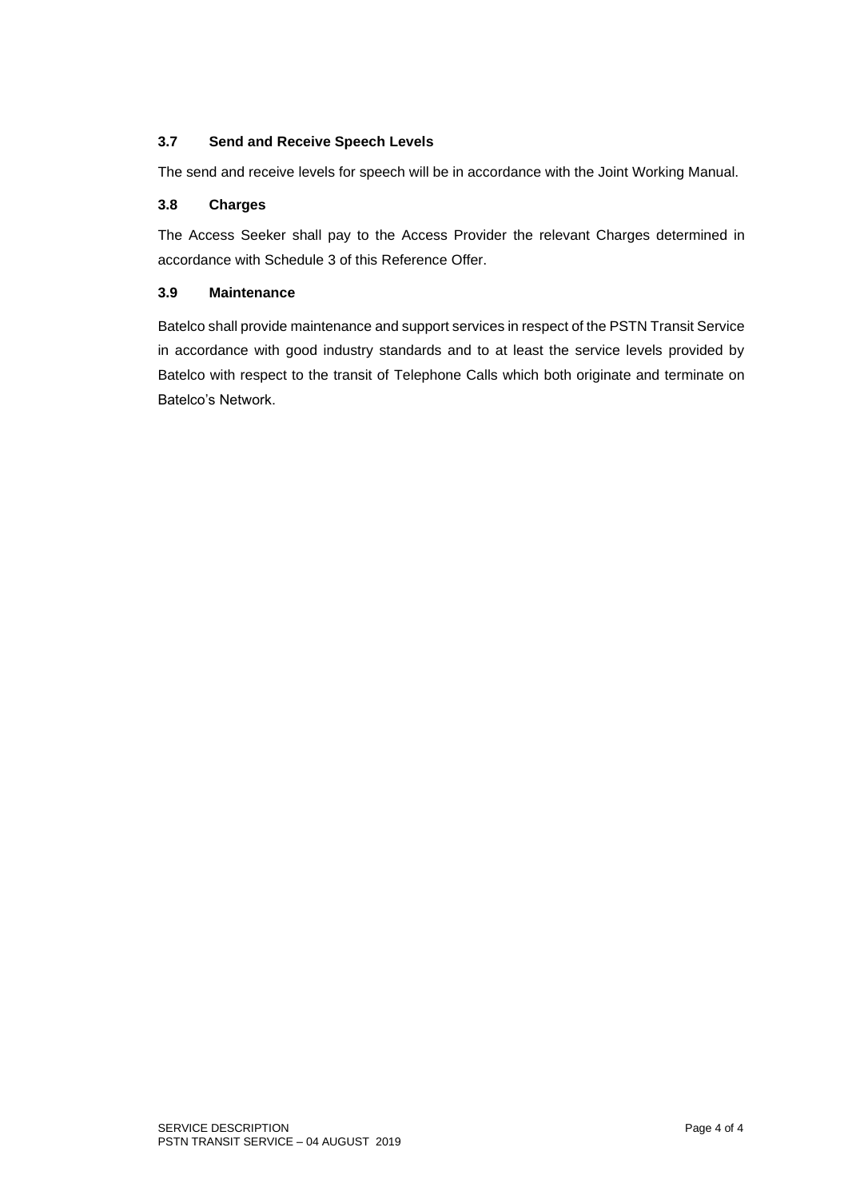### 3.7 Send and Receive Speech Levels

The send and receive levels for speech will be in accordance with the Joint Working Manual.

### 3.8 Charges

The Access Seeker shall pay to the Access Provider the relevant Charges determined in accordance with Schedule 3 of this Reference Offer.

### 3.9 Maintenance

Batelco shall provide maintenance and support services in respect of the PSTN Transit Service in accordance with good industry standards and to at least the service levels provided by Batelco with respect to the transit of Telephone Calls which both originate and terminate on Batelco's Network.